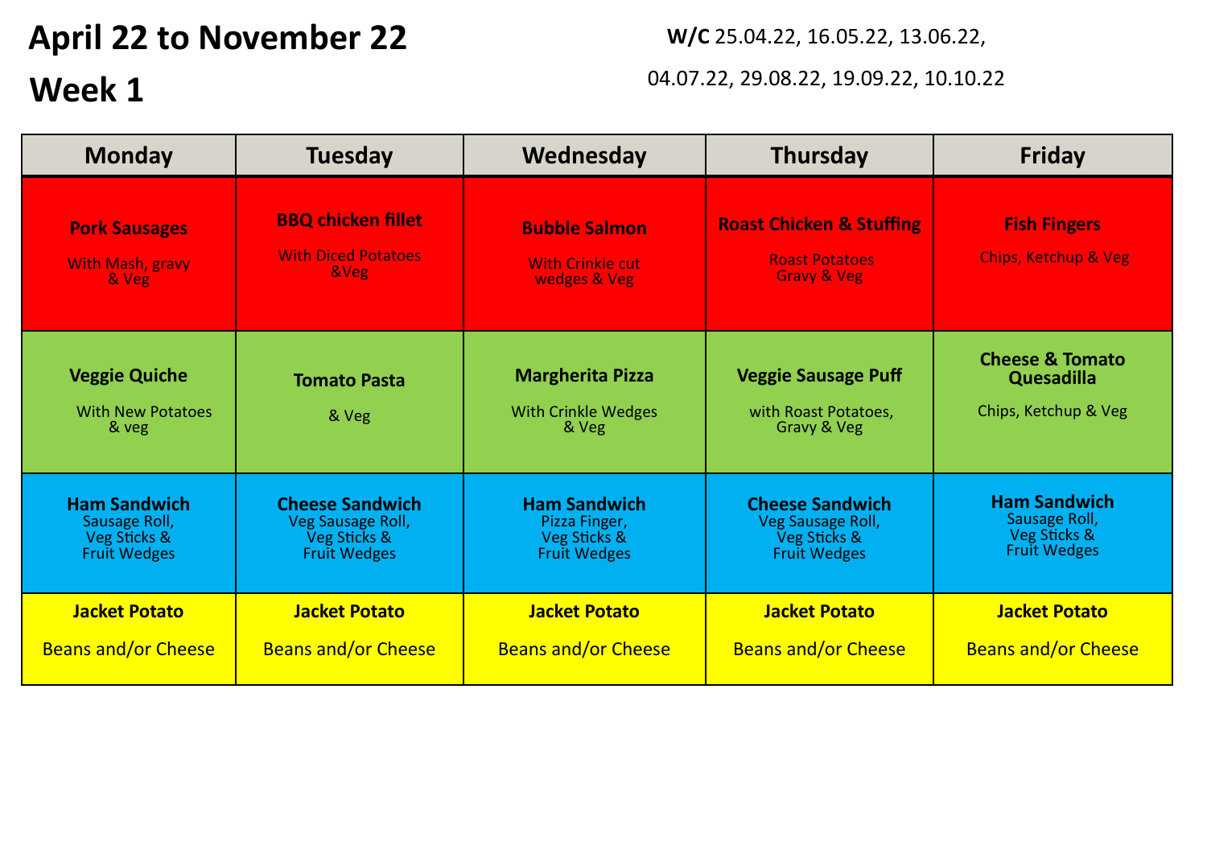# April 22 to November 22

# Week 1

**W/C** 25.04.22, 16.05.22, 13.06.22, 04.07.22, 29.08.22, 19.09.22, 10.10.22

| Monday | Tuesday | Wednesday | Thursday | Friday |
|---|---|---|---|---|
| **Pork Sausages**<br>With Mash, gravy & Veg | **BBQ chicken fillet**<br>With Diced Potatoes &Veg | **Bubble Salmon**<br>With Crinkle cut wedges & Veg | **Roast Chicken & Stuffing**<br>Roast Potatoes Gravy & Veg | **Fish Fingers**<br>Chips, Ketchup & Veg |
| **Veggie Quiche**<br>With New Potatoes & veg | **Tomato Pasta**<br>& Veg | **Margherita Pizza**<br>With Crinkle Wedges & Veg | **Veggie Sausage Puff**<br>with Roast Potatoes, Gravy & Veg | **Cheese & Tomato Quesadilla**<br>Chips, Ketchup & Veg |
| **Ham Sandwich**<br>Sausage Roll, Veg Sticks & Fruit Wedges | **Cheese Sandwich**<br>Veg Sausage Roll, Veg Sticks & Fruit Wedges | **Ham Sandwich**<br>Pizza Finger, Veg Sticks & Fruit Wedges | **Cheese Sandwich**<br>Veg Sausage Roll, Veg Sticks & Fruit Wedges | **Ham Sandwich**<br>Sausage Roll, Veg Sticks & Fruit Wedges |
| **Jacket Potato**<br>Beans and/or Cheese | **Jacket Potato**<br>Beans and/or Cheese | **Jacket Potato**<br>Beans and/or Cheese | **Jacket Potato**<br>Beans and/or Cheese | **Jacket Potato**<br>Beans and/or Cheese |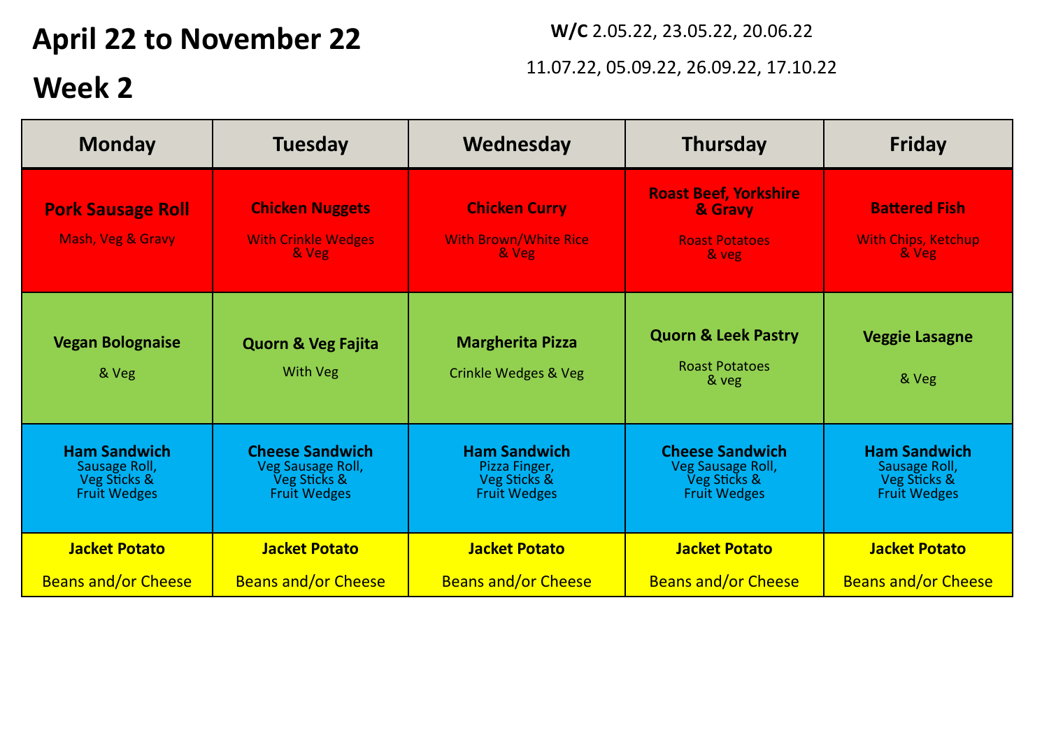# April 22 to November 22

# Week 2

**W/C** 2.05.22, 23.05.22, 20.06.22

11.07.22, 05.09.22, 26.09.22, 17.10.22

| Monday | Tuesday | Wednesday | Thursday | Friday |
|---|---|---|---|---|
| **Pork Sausage Roll** Mash, Veg & Gravy | **Chicken Nuggets** With Crinkle Wedges & Veg | **Chicken Curry** With Brown/White Rice & Veg | **Roast Beef, Yorkshire & Gravy** Roast Potatoes & veg | **Battered Fish** With Chips, Ketchup & Veg |
| **Vegan Bolognaise** & Veg | **Quorn & Veg Fajita** With Veg | **Margherita Pizza** Crinkle Wedges & Veg | **Quorn & Leek Pastry** Roast Potatoes & veg | **Veggie Lasagne** & Veg |
| **Ham Sandwich** Sausage Roll, Veg Sticks & Fruit Wedges | **Cheese Sandwich** Veg Sausage Roll, Veg Sticks & Fruit Wedges | **Ham Sandwich** Pizza Finger, Veg Sticks & Fruit Wedges | **Cheese Sandwich** Veg Sausage Roll, Veg Sticks & Fruit Wedges | **Ham Sandwich** Sausage Roll, Veg Sticks & Fruit Wedges |
| **Jacket Potato** Beans and/or Cheese | **Jacket Potato** Beans and/or Cheese | **Jacket Potato** Beans and/or Cheese | **Jacket Potato** Beans and/or Cheese | **Jacket Potato** Beans and/or Cheese |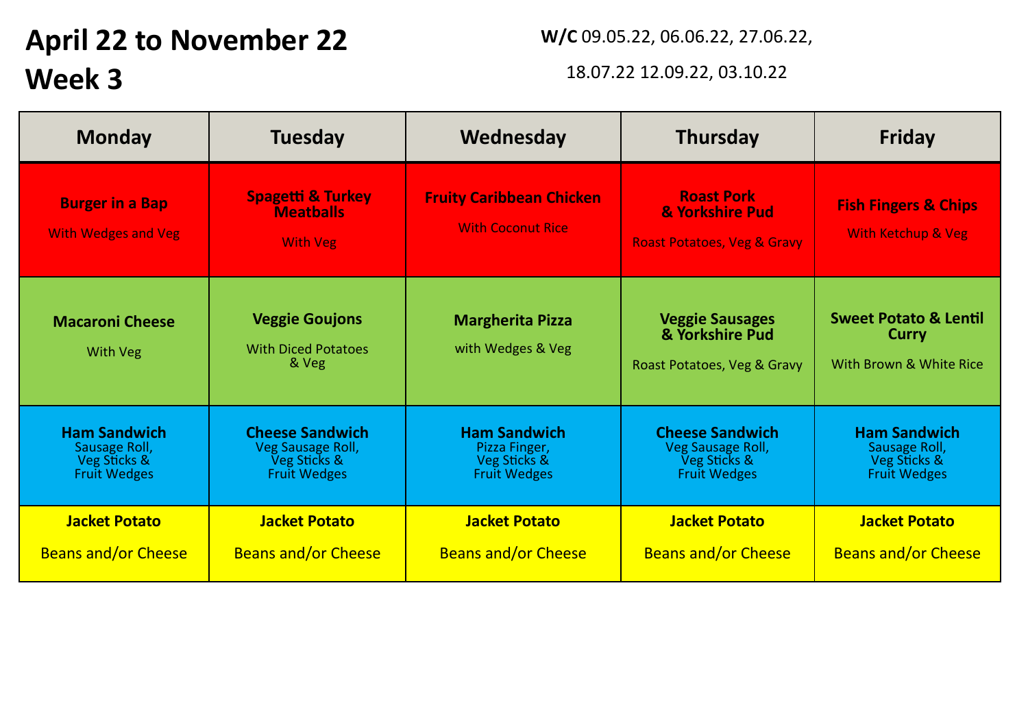# April 22 to November 22
# Week 3

**W/C** 09.05.22, 06.06.22, 27.06.22, 18.07.22 12.09.22, 03.10.22

| Monday | Tuesday | Wednesday | Thursday | Friday |
|---|---|---|---|---|
| **Burger in a Bap**<br>With Wedges and Veg | **Spagetti & Turkey Meatballs**<br>With Veg | **Fruity Caribbean Chicken**<br>With Coconut Rice | **Roast Pork & Yorkshire Pud**<br>Roast Potatoes, Veg & Gravy | **Fish Fingers & Chips**<br>With Ketchup & Veg |
| **Macaroni Cheese**<br>With Veg | **Veggie Goujons**<br>With Diced Potatoes & Veg | **Margherita Pizza**<br>with Wedges & Veg | **Veggie Sausages & Yorkshire Pud**<br>Roast Potatoes, Veg & Gravy | **Sweet Potato & Lentil Curry**<br>With Brown & White Rice |
| **Ham Sandwich**<br>Sausage Roll, Veg Sticks & Fruit Wedges | **Cheese Sandwich**<br>Veg Sausage Roll, Veg Sticks & Fruit Wedges | **Ham Sandwich**<br>Pizza Finger, Veg Sticks & Fruit Wedges | **Cheese Sandwich**<br>Veg Sausage Roll, Veg Sticks & Fruit Wedges | **Ham Sandwich**<br>Sausage Roll, Veg Sticks & Fruit Wedges |
| **Jacket Potato**<br>Beans and/or Cheese | **Jacket Potato**<br>Beans and/or Cheese | **Jacket Potato**<br>Beans and/or Cheese | **Jacket Potato**<br>Beans and/or Cheese | **Jacket Potato**<br>Beans and/or Cheese |